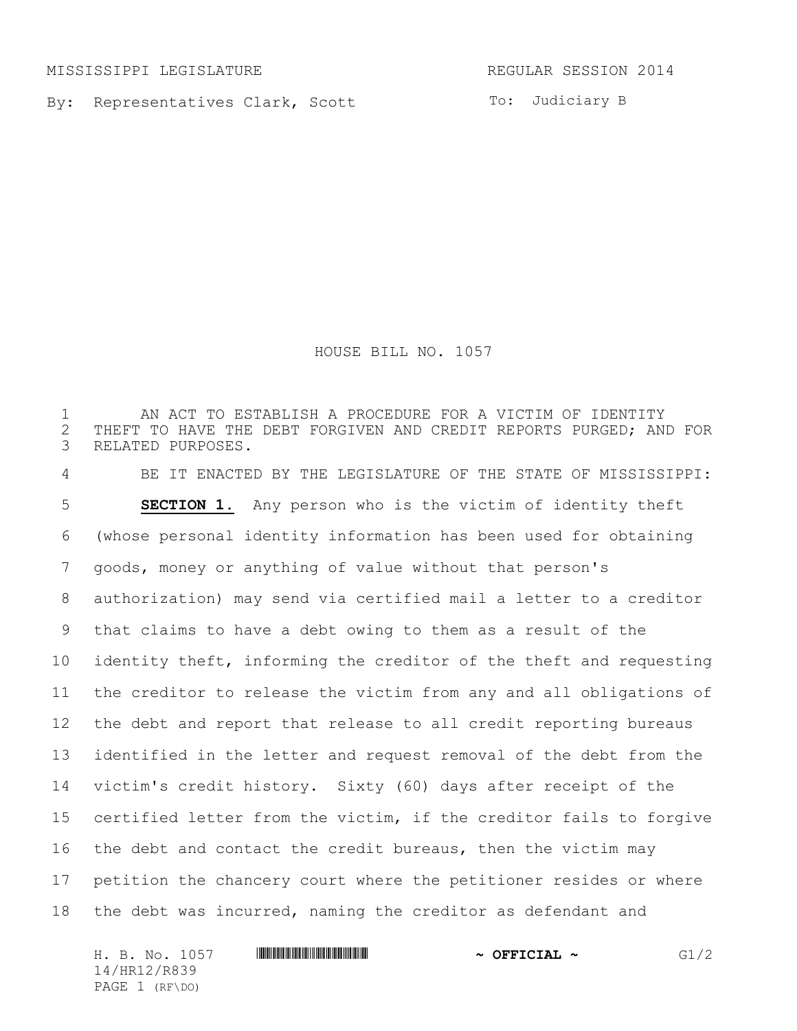MISSISSIPPI LEGISLATURE REGULAR SESSION 2014

By: Representatives Clark, Scott

To: Judiciary B

# HOUSE BILL NO. 1057

AN ACT TO ESTABLISH A PROCEDURE FOR A VICTIM OF IDENTITY THEFT TO HAVE THE DEBT FORGIVEN AND CREDIT REPORTS PURGED; AND FOR RELATED PURPOSES.

BE IT ENACTED BY THE LEGISLATURE OF THE STATE OF MISSISSIPPI:

**SECTION 1.** Any person who is the victim of identity theft (whose personal identity information has been used for obtaining goods, money or anything of value without that person's authorization) may send via certified mail a letter to a creditor that claims to have a debt owing to them as a result of the identity theft, informing the creditor of the theft and requesting the creditor to release the victim from any and all obligations of the debt and report that release to all credit reporting bureaus identified in the letter and request removal of the debt from the victim's credit history. Sixty (60) days after receipt of the certified letter from the victim, if the creditor fails to forgive the debt and contact the credit bureaus, then the victim may petition the chancery court where the petitioner resides or where the debt was incurred, naming the creditor as defendant and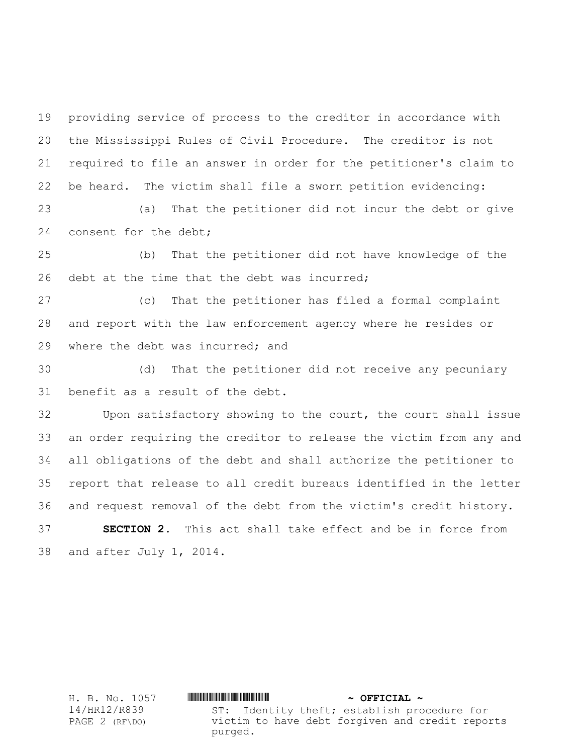providing service of process to the creditor in accordance with the Mississippi Rules of Civil Procedure. The creditor is not required to file an answer in order for the petitioner's claim to be heard. The victim shall file a sworn petition evidencing:

(a) That the petitioner did not incur the debt or give consent for the debt;

(b) That the petitioner did not have knowledge of the debt at the time that the debt was incurred;

(c) That the petitioner has filed a formal complaint and report with the law enforcement agency where he resides or where the debt was incurred; and

(d) That the petitioner did not receive any pecuniary benefit as a result of the debt.

Upon satisfactory showing to the court, the court shall issue an order requiring the creditor to release the victim from any and all obligations of the debt and shall authorize the petitioner to report that release to all credit bureaus identified in the letter and request removal of the debt from the victim's credit history.

**SECTION 2.** This act shall take effect and be in force from and after July 1, 2014.